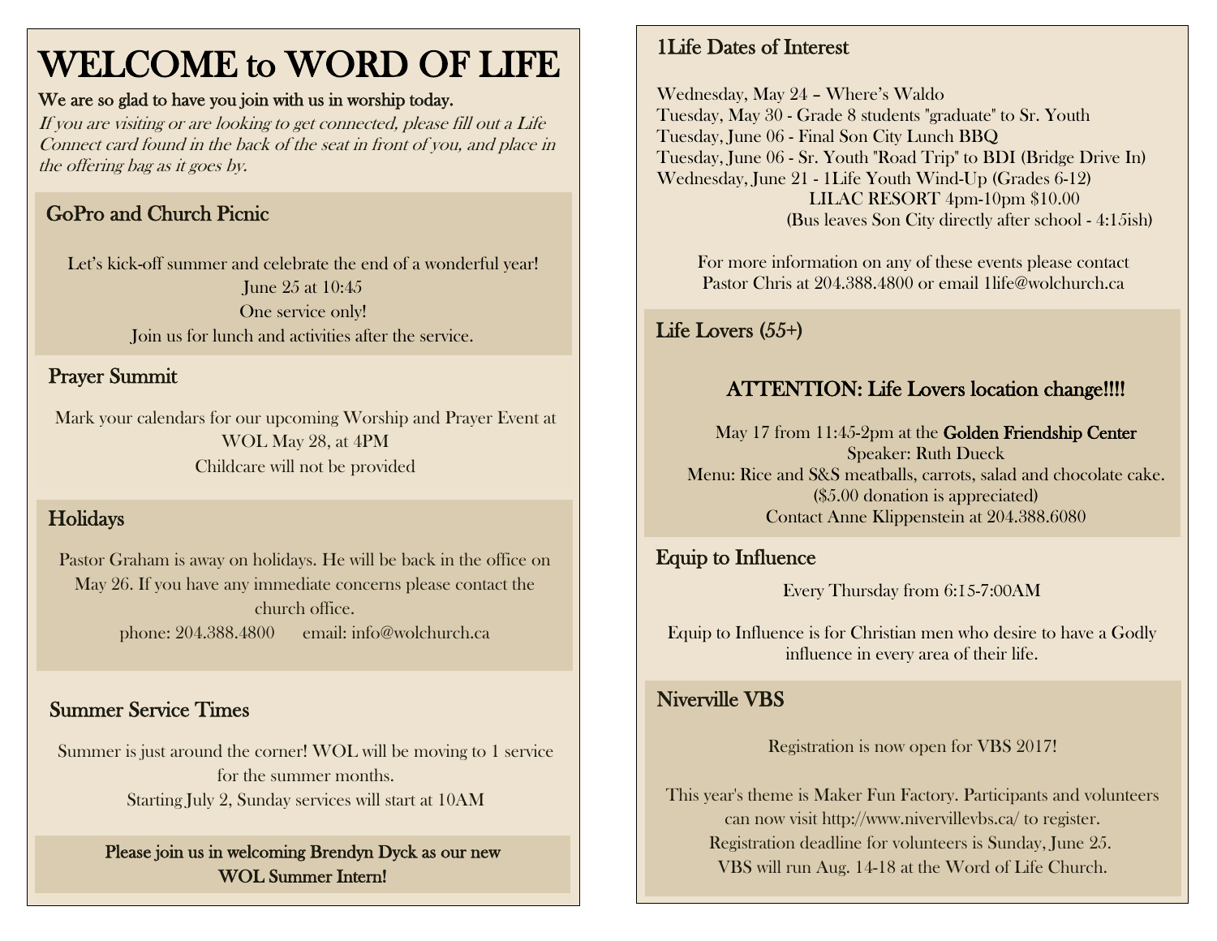# WELCOME to WORD OF LIFE

**We are so glad to have you join with us in worship today.**

*If you are visiting or are looking to get connected, please fill out a Life Connect card found in the back of the seat in front of you, and place in the offering bag as it goes by.*

## GoPro and Church Picnic

Let's kick-off summer and celebrate the end of a wonderful year!
June 25 at 10:45
One service only!
Join us for lunch and activities after the service.

## Prayer Summit

Mark your calendars for our upcoming Worship and Prayer Event at WOL May 28, at 4PM
Childcare will not be provided

## Holidays

Pastor Graham is away on holidays. He will be back in the office on May 26. If you have any immediate concerns please contact the church office.
phone: 204.388.4800 email: info@wolchurch.ca

## Summer Service Times

Summer is just around the corner! WOL will be moving to 1 service for the summer months.
Starting July 2, Sunday services will start at 10AM

**Please join us in welcoming Brendyn Dyck as our new WOL Summer Intern!**

## 1Life Dates of Interest

Wednesday, May 24 – Where's Waldo
Tuesday, May 30 - Grade 8 students "graduate" to Sr. Youth
Tuesday, June 06 - Final Son City Lunch BBQ
Tuesday, June 06 - Sr. Youth "Road Trip" to BDI (Bridge Drive In)
Wednesday, June 21 - 1Life Youth Wind-Up (Grades 6-12)
LILAC RESORT 4pm-10pm $10.00
(Bus leaves Son City directly after school - 4:15ish)

For more information on any of these events please contact Pastor Chris at 204.388.4800 or email 1life@wolchurch.ca

## Life Lovers (55+)

**ATTENTION: Life Lovers location change!!!!**

May 17 from 11:45-2pm at the Golden Friendship Center
Speaker: Ruth Dueck
Menu: Rice and S&S meatballs, carrots, salad and chocolate cake.
($5.00 donation is appreciated)
Contact Anne Klippenstein at 204.388.6080

## Equip to Influence

Every Thursday from 6:15-7:00AM

Equip to Influence is for Christian men who desire to have a Godly influence in every area of their life.

## Niverville VBS

Registration is now open for VBS 2017!

This year's theme is Maker Fun Factory. Participants and volunteers can now visit http://www.nivervillevbs.ca/ to register.
Registration deadline for volunteers is Sunday, June 25.
VBS will run Aug. 14-18 at the Word of Life Church.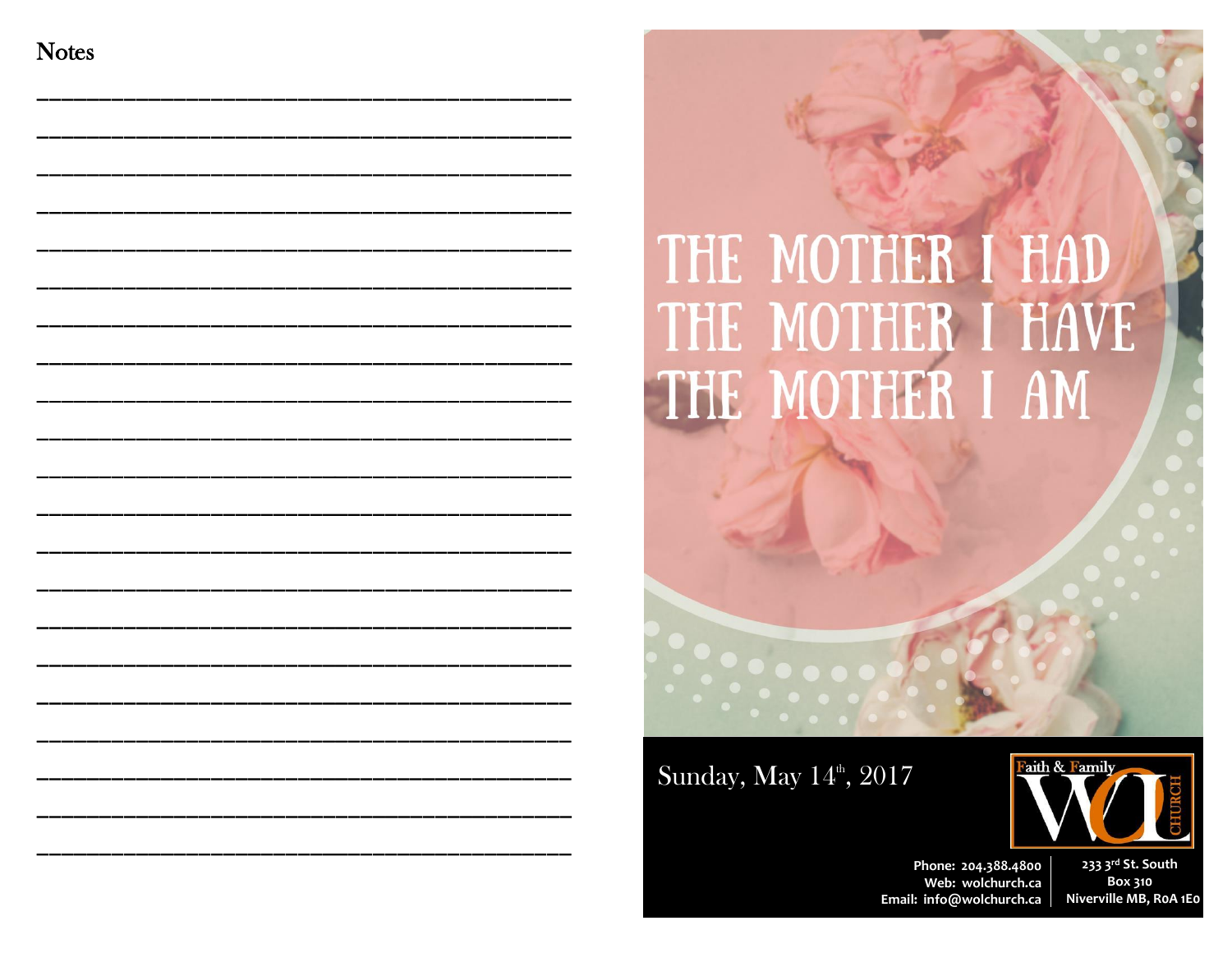## Notes

_______________________________________________

_______________________________________________

_______________________________________________

_______________________________________________

_______________________________________________

_______________________________________________

_______________________________________________

_______________________________________________

_______________________________________________

_______________________________________________

_______________________________________________

_______________________________________________

_______________________________________________

_______________________________________________

_______________________________________________

_______________________________________________

_______________________________________________

_______________________________________________

_______________________________________________

_______________________________________________

_______________________________________________

# THE MOTHER I HAD
# THE MOTHER I HAVE
# THE MOTHER I AM

Sunday, May 14th, 2017

Faith & Family WOL CHURCH

**Phone: 204.388.4800**
**Web: wolchurch.ca**
**Email: info@wolchurch.ca**

**233 3rd St. South**
**Box 310**
**Niverville MB, R0A 1E0**